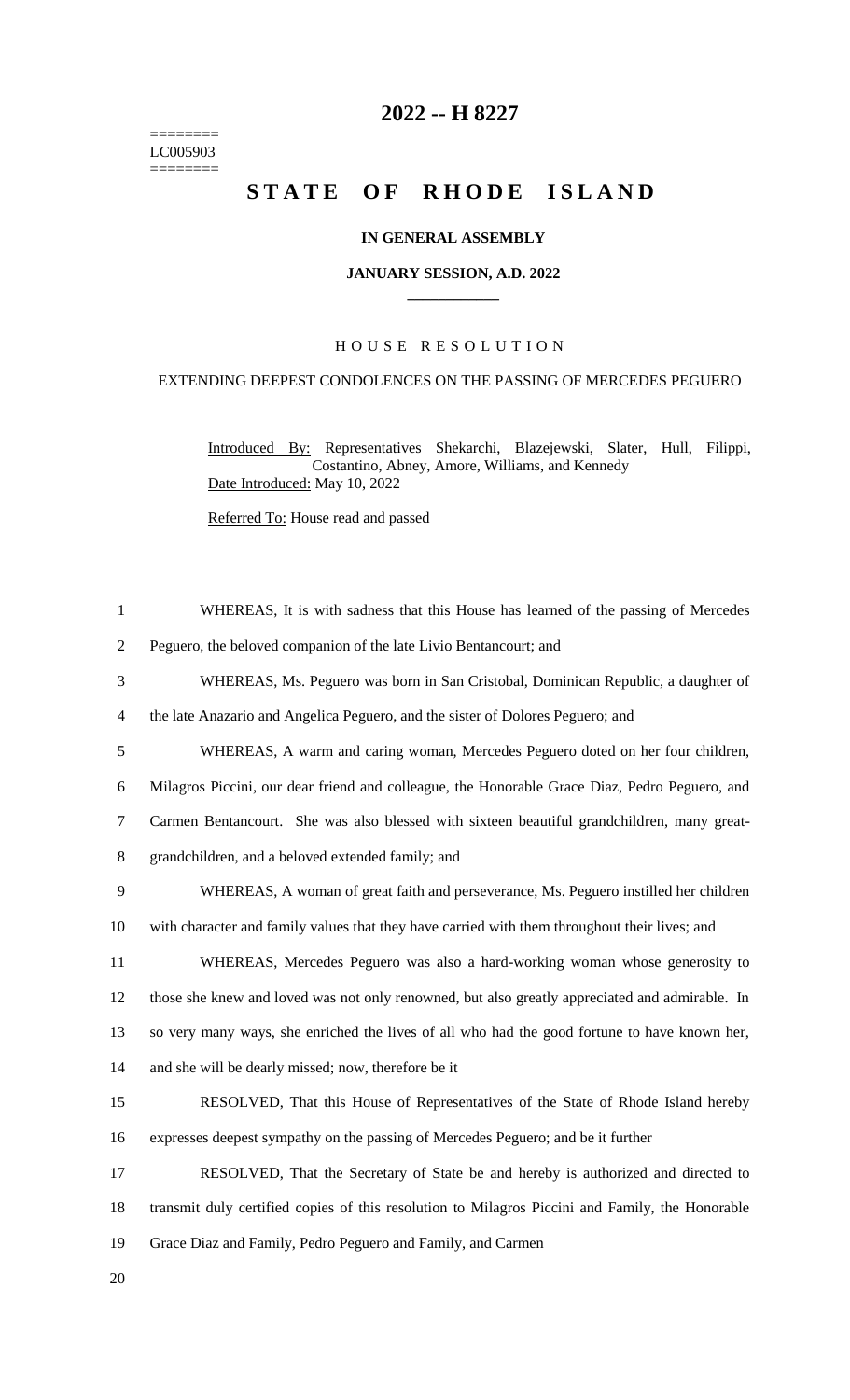========
LC005903
========

# 2022 -- H 8227

# STATE OF RHODE ISLAND

### IN GENERAL ASSEMBLY

### JANUARY SESSION, A.D. 2022

## HOUSE RESOLUTION

### EXTENDING DEEPEST CONDOLENCES ON THE PASSING OF MERCEDES PEGUERO

Introduced By: Representatives Shekarchi, Blazejewski, Slater, Hull, Filippi, Costantino, Abney, Amore, Williams, and Kennedy

Date Introduced: May 10, 2022

Referred To: House read and passed

1 WHEREAS, It is with sadness that this House has learned of the passing of Mercedes
2 Peguero, the beloved companion of the late Livio Bentancourt; and
3 WHEREAS, Ms. Peguero was born in San Cristobal, Dominican Republic, a daughter of
4 the late Anazario and Angelica Peguero, and the sister of Dolores Peguero; and
5 WHEREAS, A warm and caring woman, Mercedes Peguero doted on her four children,
6 Milagros Piccini, our dear friend and colleague, the Honorable Grace Diaz, Pedro Peguero, and
7 Carmen Bentancourt. She was also blessed with sixteen beautiful grandchildren, many great-
8 grandchildren, and a beloved extended family; and
9 WHEREAS, A woman of great faith and perseverance, Ms. Peguero instilled her children
10 with character and family values that they have carried with them throughout their lives; and
11 WHEREAS, Mercedes Peguero was also a hard-working woman whose generosity to
12 those she knew and loved was not only renowned, but also greatly appreciated and admirable. In
13 so very many ways, she enriched the lives of all who had the good fortune to have known her,
14 and she will be dearly missed; now, therefore be it
15 RESOLVED, That this House of Representatives of the State of Rhode Island hereby
16 expresses deepest sympathy on the passing of Mercedes Peguero; and be it further
17 RESOLVED, That the Secretary of State be and hereby is authorized and directed to
18 transmit duly certified copies of this resolution to Milagros Piccini and Family, the Honorable
19 Grace Diaz and Family, Pedro Peguero and Family, and Carmen
20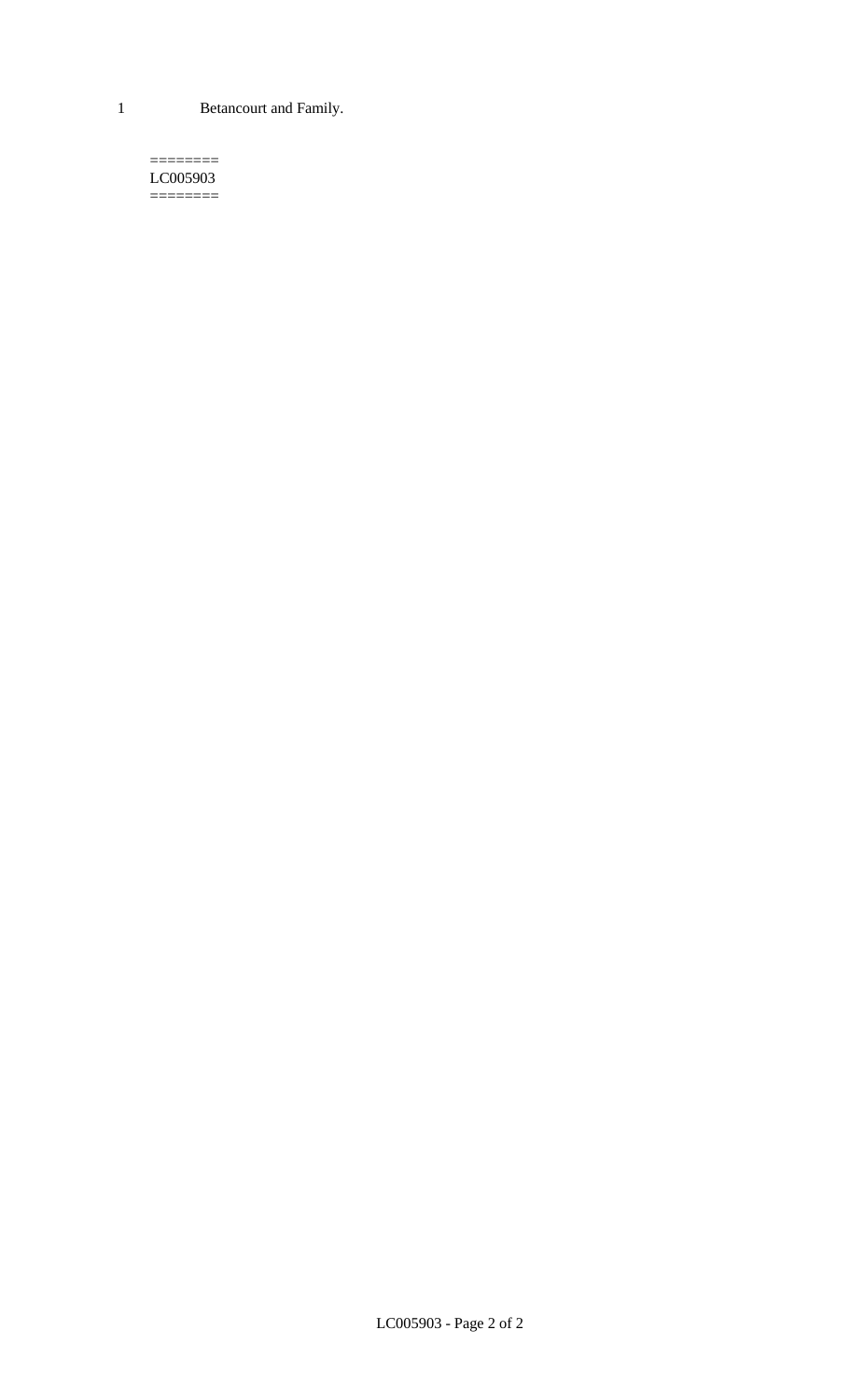1 Betancourt and Family.

========
LC005903
========